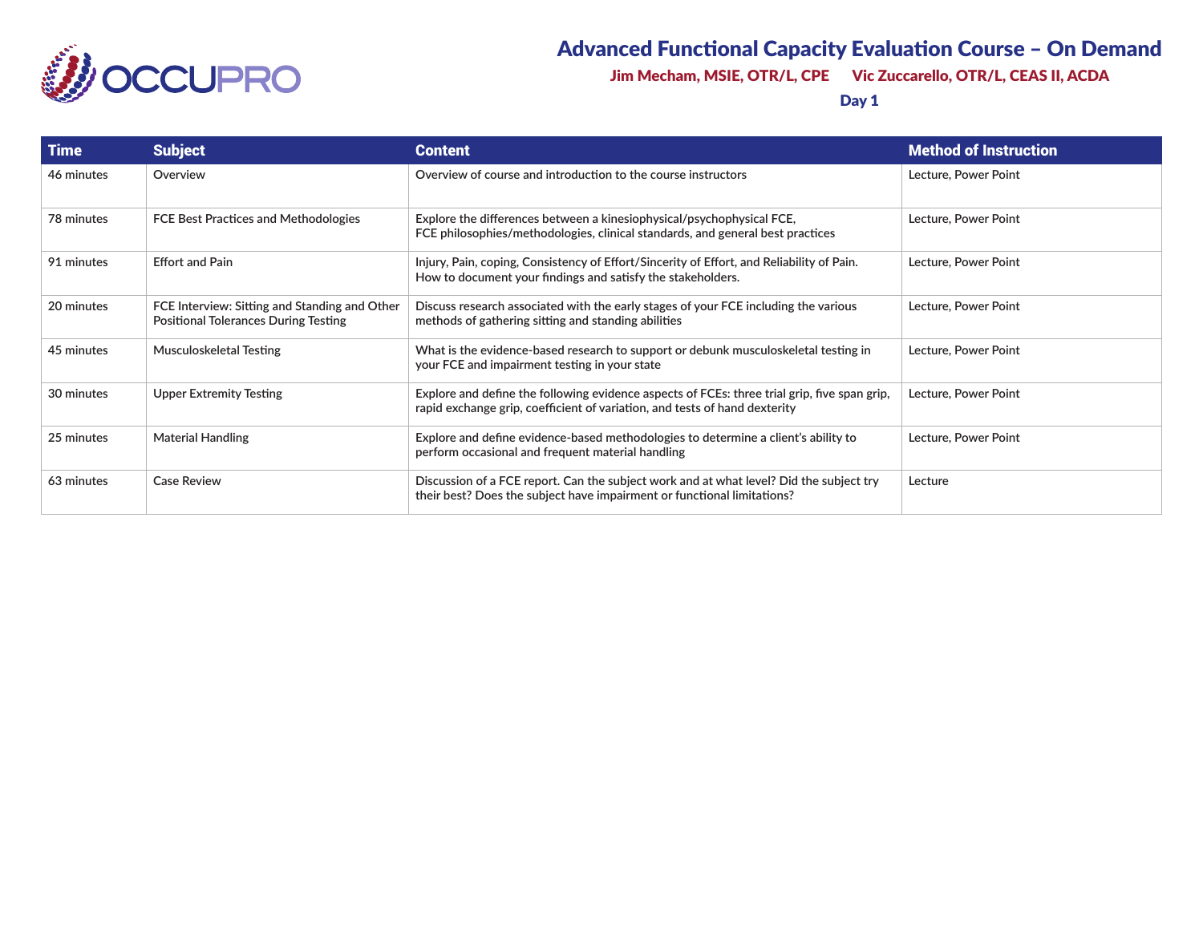# Advanced Functional Capacity Evaluation Course – On Demand

**Jim Mecham, MSIE, OTR/L, CPE    Vic Zuccarello, OTR/L, CEAS II, ACDA**

**Day 1**

| Time | Subject | Content | Method of Instruction |
|---|---|---|---|
| 46 minutes | Overview | Overview of course and introduction to the course instructors | Lecture, Power Point |
| 78 minutes | FCE Best Practices and Methodologies | Explore the differences between a kinesiophysical/psychophysical FCE, FCE philosophies/methodologies, clinical standards, and general best practices | Lecture, Power Point |
| 91 minutes | Effort and Pain | Injury, Pain, coping, Consistency of Effort/Sincerity of Effort, and Reliability of Pain. How to document your findings and satisfy the stakeholders. | Lecture, Power Point |
| 20 minutes | FCE Interview: Sitting and Standing and Other Positional Tolerances During Testing | Discuss research associated with the early stages of your FCE including the various methods of gathering sitting and standing abilities | Lecture, Power Point |
| 45 minutes | Musculoskeletal Testing | What is the evidence-based research to support or debunk musculoskeletal testing in your FCE and impairment testing in your state | Lecture, Power Point |
| 30 minutes | Upper Extremity Testing | Explore and define the following evidence aspects of FCEs: three trial grip, five span grip, rapid exchange grip, coefficient of variation, and tests of hand dexterity | Lecture, Power Point |
| 25 minutes | Material Handling | Explore and define evidence-based methodologies to determine a client's ability to perform occasional and frequent material handling | Lecture, Power Point |
| 63 minutes | Case Review | Discussion of a FCE report. Can the subject work and at what level? Did the subject try their best? Does the subject have impairment or functional limitations? | Lecture |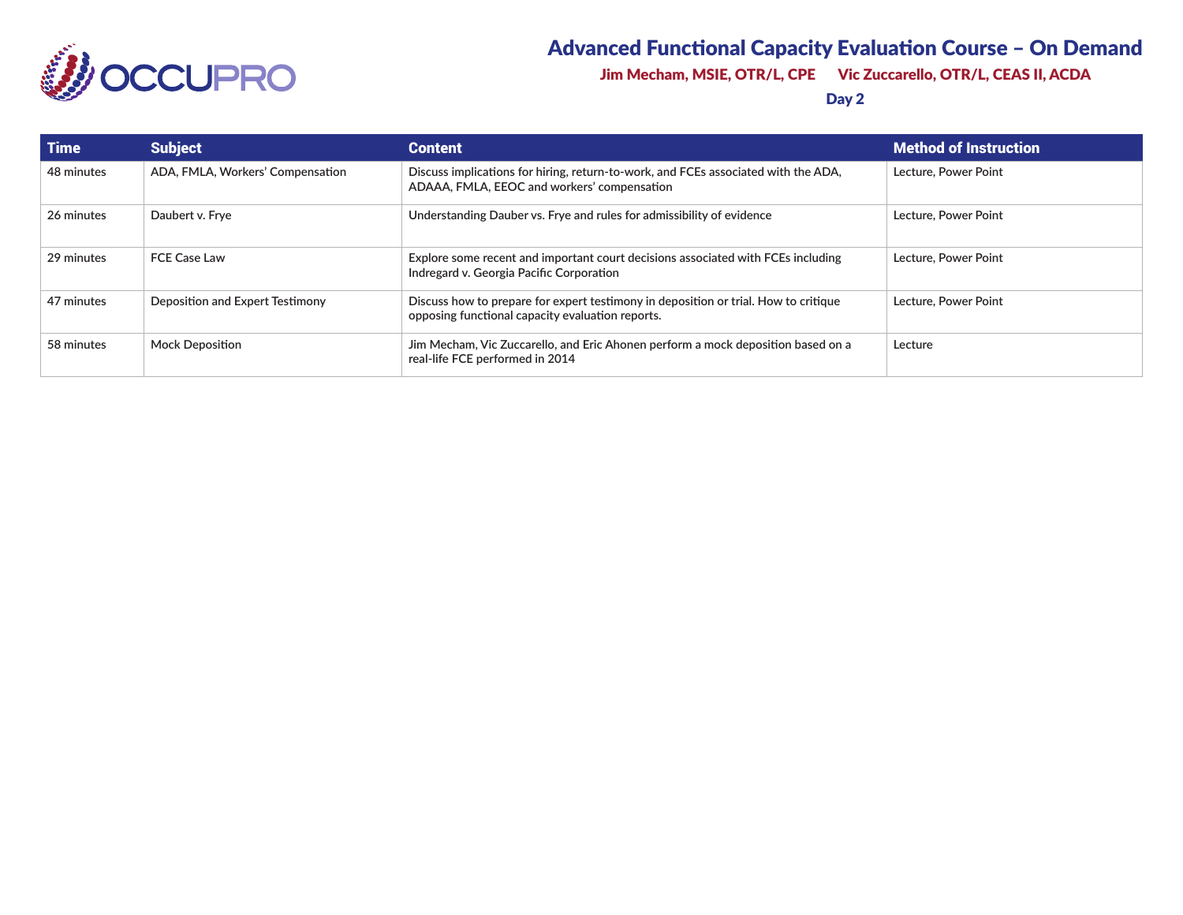# Advanced Functional Capacity Evaluation Course – On Demand

**Jim Mecham, MSIE, OTR/L, CPE    Vic Zuccarello, OTR/L, CEAS II, ACDA**

**Day 2**

| Time | Subject | Content | Method of Instruction |
|---|---|---|---|
| 48 minutes | ADA, FMLA, Workers' Compensation | Discuss implications for hiring, return-to-work, and FCEs associated with the ADA, ADAAA, FMLA, EEOC and workers' compensation | Lecture, Power Point |
| 26 minutes | Daubert v. Frye | Understanding Dauber vs. Frye and rules for admissibility of evidence | Lecture, Power Point |
| 29 minutes | FCE Case Law | Explore some recent and important court decisions associated with FCEs including Indregard v. Georgia Pacific Corporation | Lecture, Power Point |
| 47 minutes | Deposition and Expert Testimony | Discuss how to prepare for expert testimony in deposition or trial. How to critique opposing functional capacity evaluation reports. | Lecture, Power Point |
| 58 minutes | Mock Deposition | Jim Mecham, Vic Zuccarello, and Eric Ahonen perform a mock deposition based on a real-life FCE performed in 2014 | Lecture |